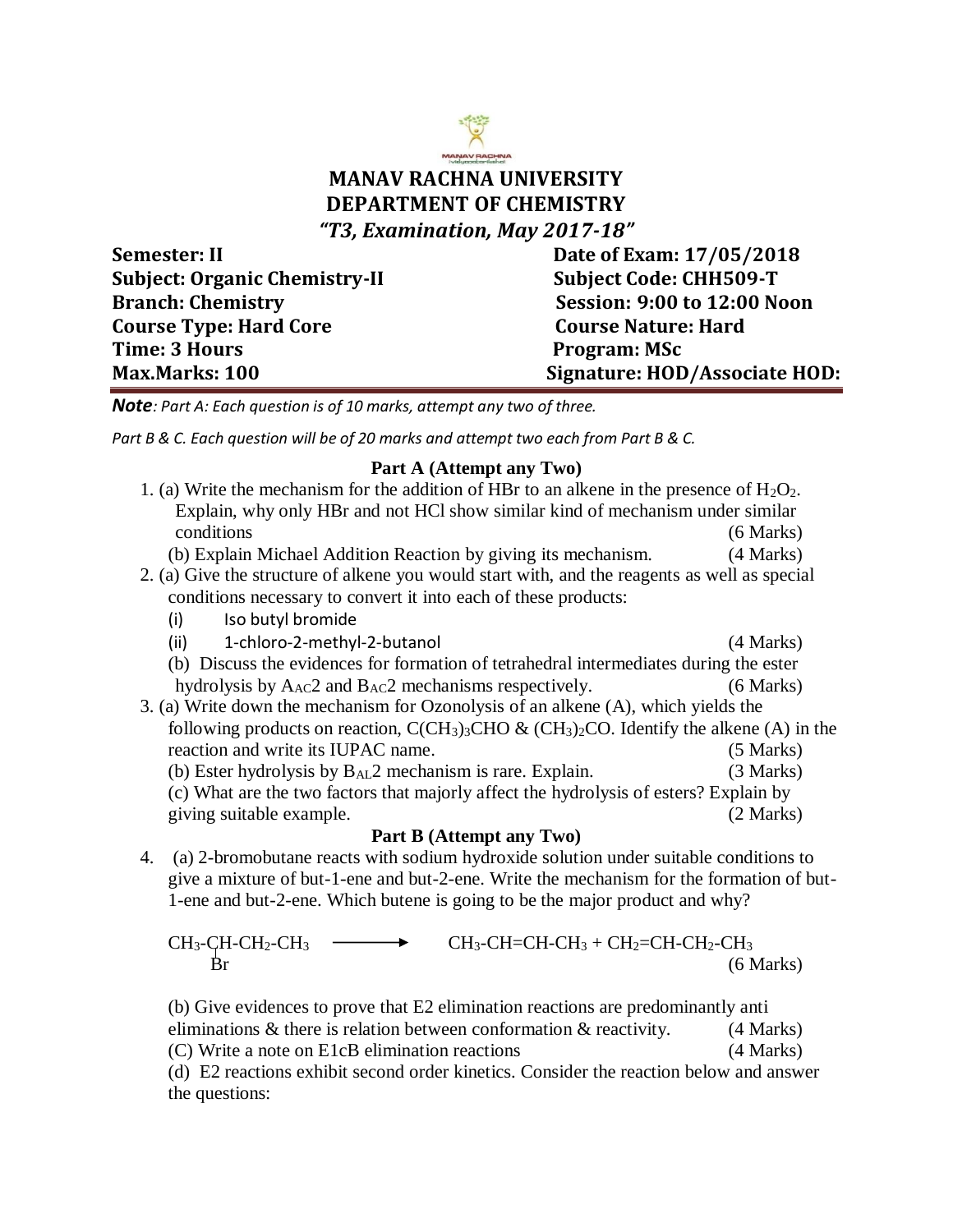# MANAV RACHNA UNIVERSITY
## DEPARTMENT OF CHEMISTRY
### *"T3, Examination, May 2017-18"*

| | |
|---|---|
| **Semester: II** | **Date of Exam: 17/05/2018** |
| **Subject: Organic Chemistry-II** | **Subject Code: CHH509-T** |
| **Branch: Chemistry** | **Session: 9:00 to 12:00 Noon** |
| **Course Type: Hard Core** | **Course Nature: Hard** |
| **Time: 3 Hours** | **Program: MSc** |
| **Max.Marks: 100** | **Signature: HOD/Associate HOD:** |

***Note**: Part A: Each question is of 10 marks, attempt any two of three.*

*Part B & C. Each question will be of 20 marks and attempt two each from Part B & C.*

### Part A (Attempt any Two)

1. (a) Write the mechanism for the addition of HBr to an alkene in the presence of $H_2O_2$. Explain, why only HBr and not HCl show similar kind of mechanism under similar conditions (6 Marks)

   (b) Explain Michael Addition Reaction by giving its mechanism. (4 Marks)

2. (a) Give the structure of alkene you would start with, and the reagents as well as special conditions necessary to convert it into each of these products:
   (i) Iso butyl bromide
   (ii) 1-chloro-2-methyl-2-butanol (4 Marks)

   (b) Discuss the evidences for formation of tetrahedral intermediates during the ester hydrolysis by $A_{AC}2$ and $B_{AC}2$ mechanisms respectively. (6 Marks)

3. (a) Write down the mechanism for Ozonolysis of an alkene (A), which yields the following products on reaction, $C(CH_3)_3CHO$ & $(CH_3)_2CO$. Identify the alkene (A) in the reaction and write its IUPAC name. (5 Marks)

   (b) Ester hydrolysis by $B_{AL}2$ mechanism is rare. Explain. (3 Marks)

   (c) What are the two factors that majorly affect the hydrolysis of esters? Explain by giving suitable example. (2 Marks)

### Part B (Attempt any Two)

4. (a) 2-bromobutane reacts with sodium hydroxide solution under suitable conditions to give a mixture of but-1-ene and but-2-ene. Write the mechanism for the formation of but-1-ene and but-2-ene. Which butene is going to be the major product and why?

   $$CH_3\text{-}\underset{\displaystyle Br}{\underset{|}{C}H}\text{-}CH_2\text{-}CH_3 \longrightarrow CH_3\text{-}CH\text{=}CH\text{-}CH_3 + CH_2\text{=}CH\text{-}CH_2\text{-}CH_3$$

   (6 Marks)

   (b) Give evidences to prove that E2 elimination reactions are predominantly anti eliminations & there is relation between conformation & reactivity. (4 Marks)

   (C) Write a note on E1cB elimination reactions (4 Marks)

   (d) E2 reactions exhibit second order kinetics. Consider the reaction below and answer the questions: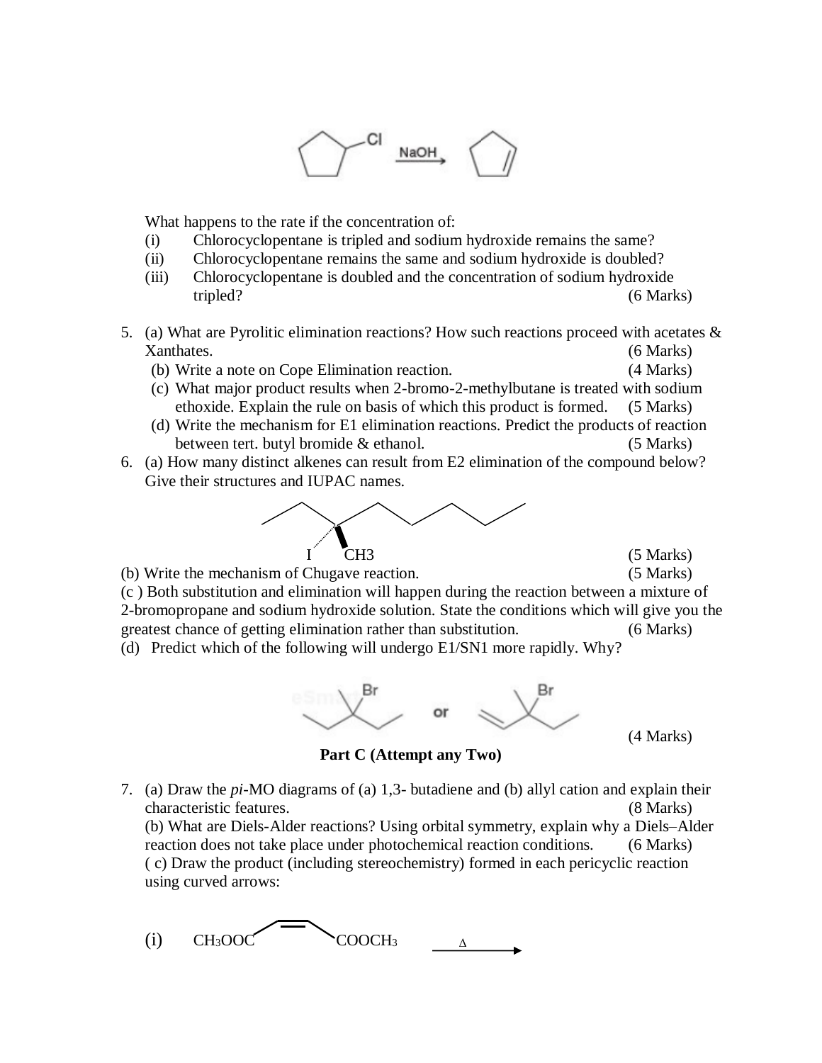What happens to the rate if the concentration of:

(i) Chlorocyclopentane is tripled and sodium hydroxide remains the same?
(ii) Chlorocyclopentane remains the same and sodium hydroxide is doubled?
(iii) Chlorocyclopentane is doubled and the concentration of sodium hydroxide tripled? (6 Marks)

5. (a) What are Pyrolitic elimination reactions? How such reactions proceed with acetates & Xanthates. (6 Marks)
   (b) Write a note on Cope Elimination reaction. (4 Marks)
   (c) What major product results when 2-bromo-2-methylbutane is treated with sodium ethoxide. Explain the rule on basis of which this product is formed. (5 Marks)
   (d) Write the mechanism for E1 elimination reactions. Predict the products of reaction between tert. butyl bromide & ethanol. (5 Marks)

6. (a) How many distinct alkenes can result from E2 elimination of the compound below? Give their structures and IUPAC names.

I CH3 (5 Marks)

(b) Write the mechanism of Chugave reaction. (5 Marks)

(c ) Both substitution and elimination will happen during the reaction between a mixture of 2-bromopropane and sodium hydroxide solution. State the conditions which will give you the greatest chance of getting elimination rather than substitution. (6 Marks)

(d) Predict which of the following will undergo E1/SN1 more rapidly. Why?

Br or Br (4 Marks)

**Part C (Attempt any Two)**

7. (a) Draw the *pi*-MO diagrams of (a) 1,3- butadiene and (b) allyl cation and explain their characteristic features. (8 Marks)
   (b) What are Diels-Alder reactions? Using orbital symmetry, explain why a Diels–Alder reaction does not take place under photochemical reaction conditions. (6 Marks)
   ( c) Draw the product (including stereochemistry) formed in each pericyclic reaction using curved arrows:

(i) $CH_3OOC$ $COOCH_3$ $\xrightarrow{\Delta}$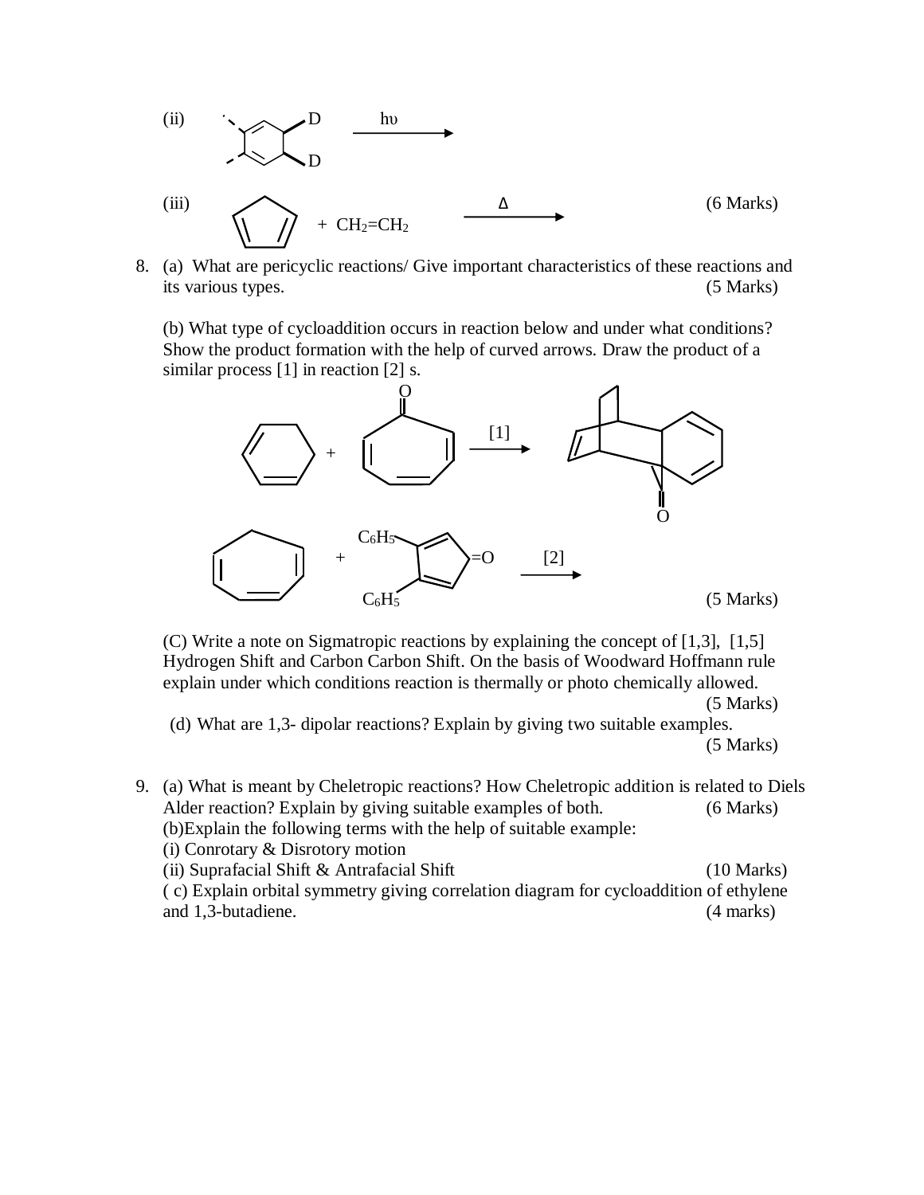(ii) D, D $\xrightarrow{h\upsilon}$

(iii) + $CH_2{=}CH_2$ $\xrightarrow{\Delta}$ (6 Marks)

8. (a) What are pericyclic reactions/ Give important characteristics of these reactions and its various types. (5 Marks)

   (b) What type of cycloaddition occurs in reaction below and under what conditions? Show the product formation with the help of curved arrows. Draw the product of a similar process [1] in reaction [2] s.

   O

   + $\xrightarrow{[1]}$

   O

   + $C_6H_5$ =O $\xrightarrow{[2]}$

   $C_6H_5$ (5 Marks)

   (C) Write a note on Sigmatropic reactions by explaining the concept of [1,3], [1,5] Hydrogen Shift and Carbon Carbon Shift. On the basis of Woodward Hoffmann rule explain under which conditions reaction is thermally or photo chemically allowed. (5 Marks)

   (d) What are 1,3- dipolar reactions? Explain by giving two suitable examples. (5 Marks)

9. (a) What is meant by Cheletropic reactions? How Cheletropic addition is related to Diels Alder reaction? Explain by giving suitable examples of both. (6 Marks)

   (b)Explain the following terms with the help of suitable example:

   (i) Conrotary & Disrotory motion

   (ii) Suprafacial Shift & Antrafacial Shift (10 Marks)

   ( c) Explain orbital symmetry giving correlation diagram for cycloaddition of ethylene and 1,3-butadiene. (4 marks)